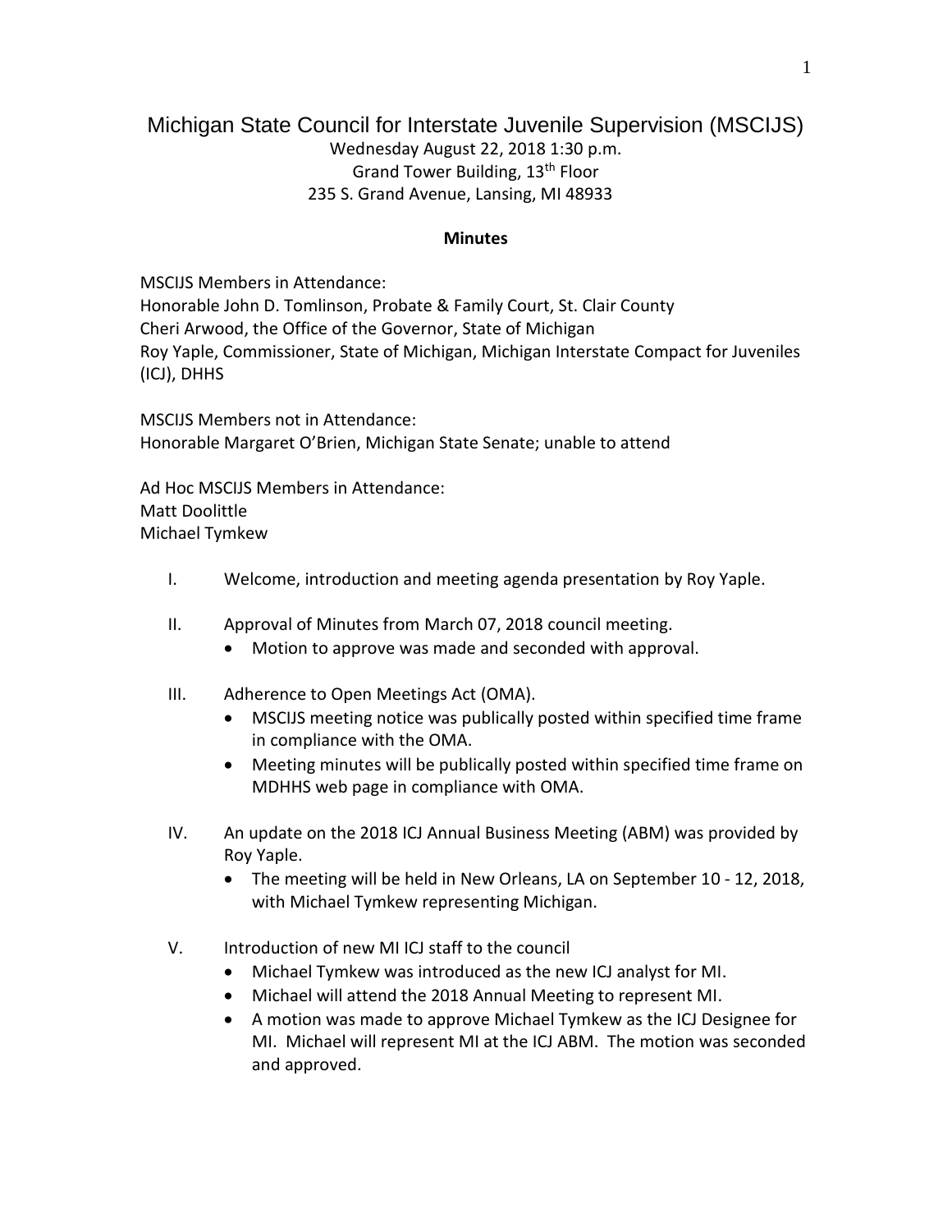# Michigan State Council for Interstate Juvenile Supervision (MSCIJS)

Wednesday August 22, 2018 1:30 p.m.
Grand Tower Building, 13th Floor
235 S. Grand Avenue, Lansing, MI 48933

**Minutes**

MSCIJS Members in Attendance:
Honorable John D. Tomlinson, Probate & Family Court, St. Clair County
Cheri Arwood, the Office of the Governor, State of Michigan
Roy Yaple, Commissioner, State of Michigan, Michigan Interstate Compact for Juveniles (ICJ), DHHS

MSCIJS Members not in Attendance:
Honorable Margaret O'Brien, Michigan State Senate; unable to attend

Ad Hoc MSCIJS Members in Attendance:
Matt Doolittle
Michael Tymkew

I. Welcome, introduction and meeting agenda presentation by Roy Yaple.

II. Approval of Minutes from March 07, 2018 council meeting.
  - Motion to approve was made and seconded with approval.

III. Adherence to Open Meetings Act (OMA).
  - MSCIJS meeting notice was publically posted within specified time frame in compliance with the OMA.
  - Meeting minutes will be publically posted within specified time frame on MDHHS web page in compliance with OMA.

IV. An update on the 2018 ICJ Annual Business Meeting (ABM) was provided by Roy Yaple.
  - The meeting will be held in New Orleans, LA on September 10 - 12, 2018, with Michael Tymkew representing Michigan.

V. Introduction of new MI ICJ staff to the council
  - Michael Tymkew was introduced as the new ICJ analyst for MI.
  - Michael will attend the 2018 Annual Meeting to represent MI.
  - A motion was made to approve Michael Tymkew as the ICJ Designee for MI. Michael will represent MI at the ICJ ABM. The motion was seconded and approved.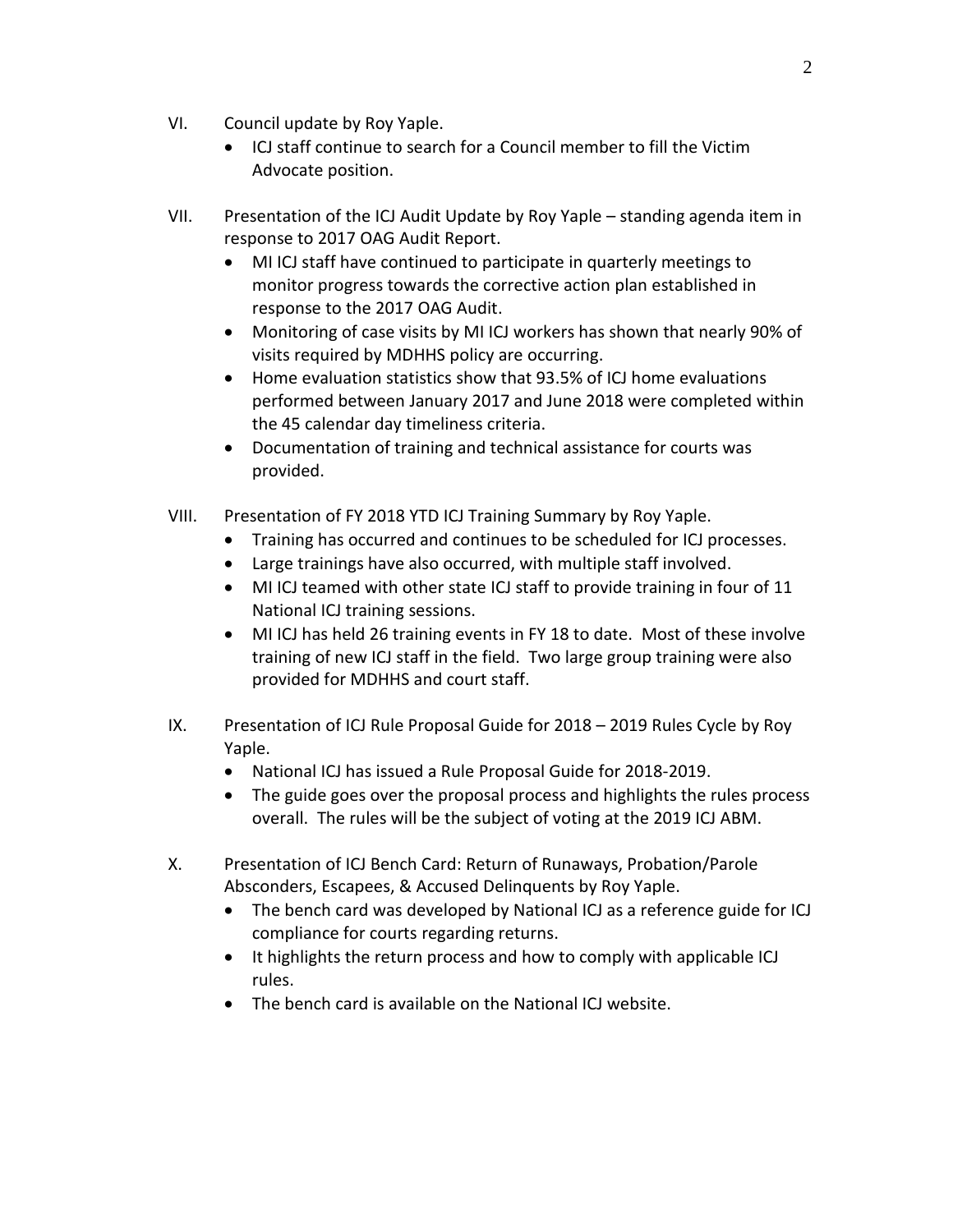VI. Council update by Roy Yaple.

- ICJ staff continue to search for a Council member to fill the Victim Advocate position.

VII. Presentation of the ICJ Audit Update by Roy Yaple – standing agenda item in response to 2017 OAG Audit Report.

- MI ICJ staff have continued to participate in quarterly meetings to monitor progress towards the corrective action plan established in response to the 2017 OAG Audit.
- Monitoring of case visits by MI ICJ workers has shown that nearly 90% of visits required by MDHHS policy are occurring.
- Home evaluation statistics show that 93.5% of ICJ home evaluations performed between January 2017 and June 2018 were completed within the 45 calendar day timeliness criteria.
- Documentation of training and technical assistance for courts was provided.

VIII. Presentation of FY 2018 YTD ICJ Training Summary by Roy Yaple.

- Training has occurred and continues to be scheduled for ICJ processes.
- Large trainings have also occurred, with multiple staff involved.
- MI ICJ teamed with other state ICJ staff to provide training in four of 11 National ICJ training sessions.
- MI ICJ has held 26 training events in FY 18 to date. Most of these involve training of new ICJ staff in the field. Two large group training were also provided for MDHHS and court staff.

IX. Presentation of ICJ Rule Proposal Guide for 2018 – 2019 Rules Cycle by Roy Yaple.

- National ICJ has issued a Rule Proposal Guide for 2018-2019.
- The guide goes over the proposal process and highlights the rules process overall. The rules will be the subject of voting at the 2019 ICJ ABM.

X. Presentation of ICJ Bench Card: Return of Runaways, Probation/Parole Absconders, Escapees, & Accused Delinquents by Roy Yaple.

- The bench card was developed by National ICJ as a reference guide for ICJ compliance for courts regarding returns.
- It highlights the return process and how to comply with applicable ICJ rules.
- The bench card is available on the National ICJ website.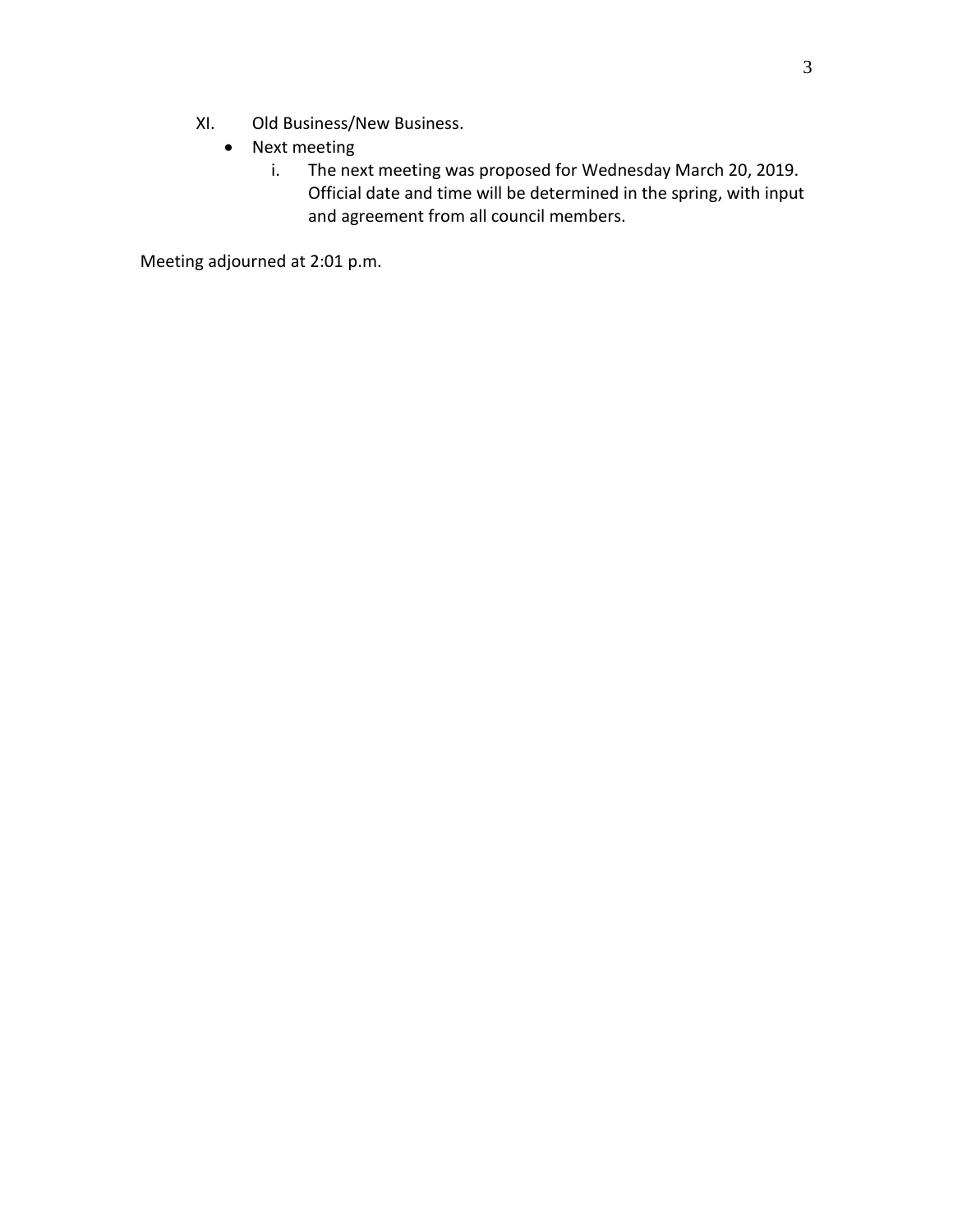XI. Old Business/New Business.

- Next meeting
    - i. The next meeting was proposed for Wednesday March 20, 2019. Official date and time will be determined in the spring, with input and agreement from all council members.

Meeting adjourned at 2:01 p.m.